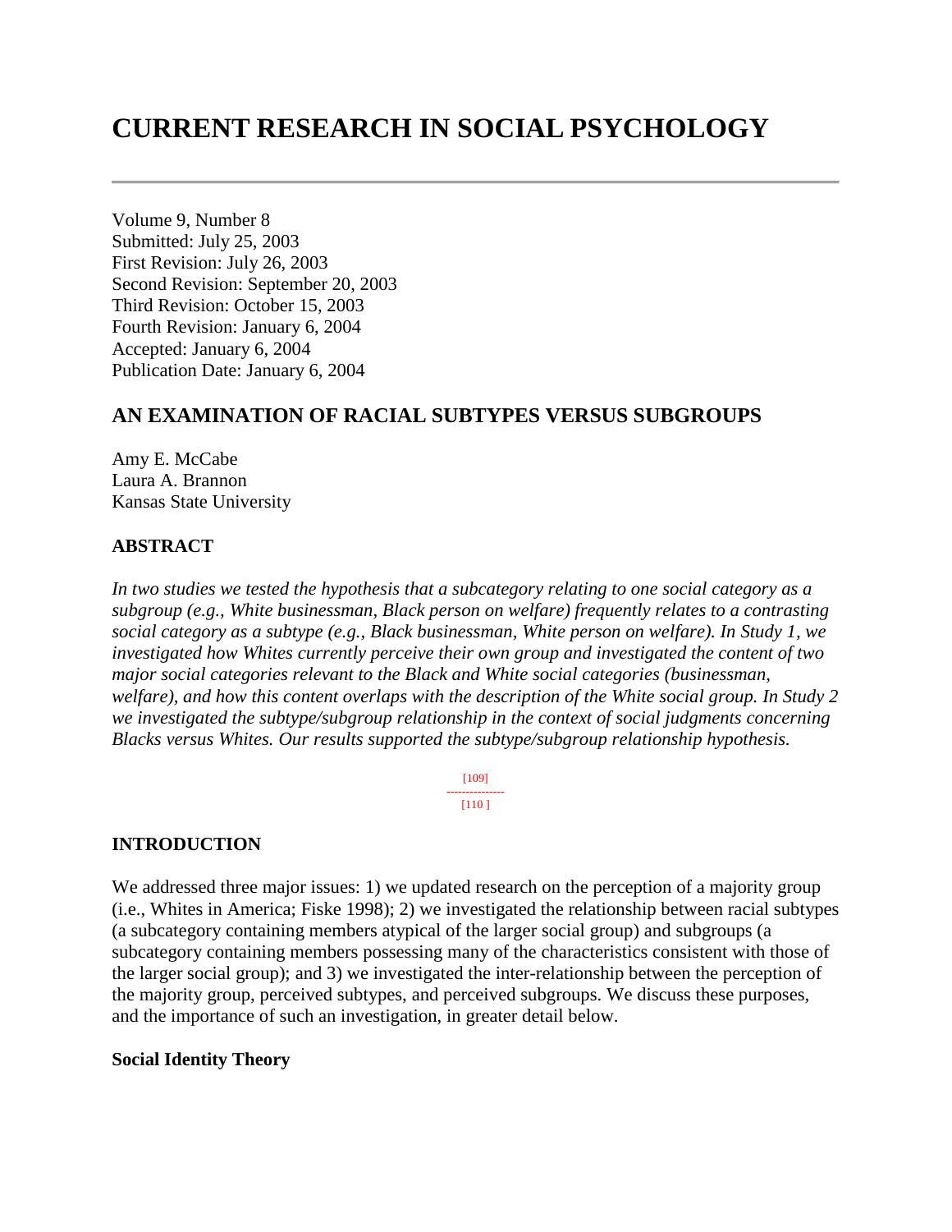# CURRENT RESEARCH IN SOCIAL PSYCHOLOGY

Volume 9, Number 8
Submitted: July 25, 2003
First Revision: July 26, 2003
Second Revision: September 20, 2003
Third Revision: October 15, 2003
Fourth Revision: January 6, 2004
Accepted: January 6, 2004
Publication Date: January 6, 2004

## AN EXAMINATION OF RACIAL SUBTYPES VERSUS SUBGROUPS

Amy E. McCabe
Laura A. Brannon
Kansas State University

### ABSTRACT

*In two studies we tested the hypothesis that a subcategory relating to one social category as a subgroup (e.g., White businessman, Black person on welfare) frequently relates to a contrasting social category as a subtype (e.g., Black businessman, White person on welfare). In Study 1, we investigated how Whites currently perceive their own group and investigated the content of two major social categories relevant to the Black and White social categories (businessman, welfare), and how this content overlaps with the description of the White social group. In Study 2 we investigated the subtype/subgroup relationship in the context of social judgments concerning Blacks versus Whites. Our results supported the subtype/subgroup relationship hypothesis.*

### INTRODUCTION

We addressed three major issues: 1) we updated research on the perception of a majority group (i.e., Whites in America; Fiske 1998); 2) we investigated the relationship between racial subtypes (a subcategory containing members atypical of the larger social group) and subgroups (a subcategory containing members possessing many of the characteristics consistent with those of the larger social group); and 3) we investigated the inter-relationship between the perception of the majority group, perceived subtypes, and perceived subgroups. We discuss these purposes, and the importance of such an investigation, in greater detail below.

### Social Identity Theory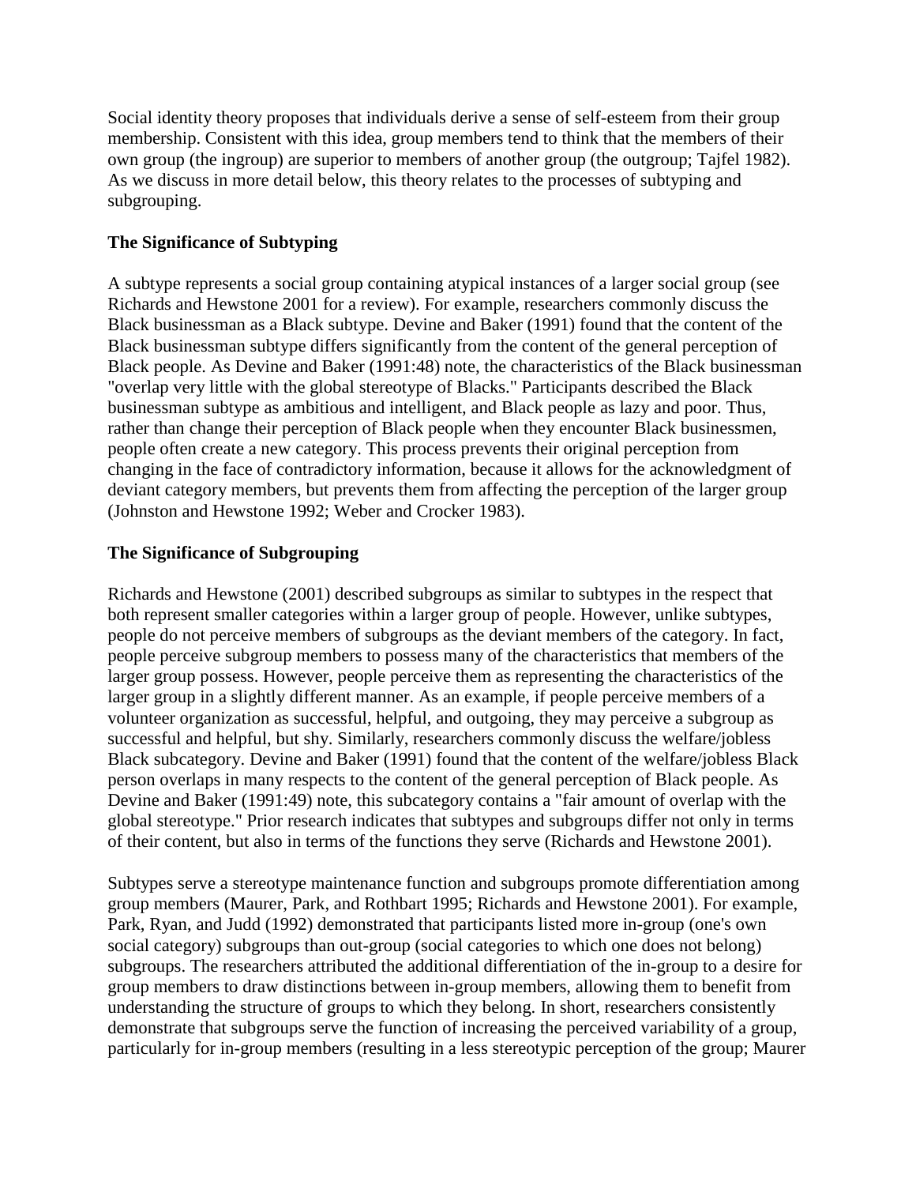Social identity theory proposes that individuals derive a sense of self-esteem from their group membership. Consistent with this idea, group members tend to think that the members of their own group (the ingroup) are superior to members of another group (the outgroup; Tajfel 1982). As we discuss in more detail below, this theory relates to the processes of subtyping and subgrouping.

**The Significance of Subtyping**

A subtype represents a social group containing atypical instances of a larger social group (see Richards and Hewstone 2001 for a review). For example, researchers commonly discuss the Black businessman as a Black subtype. Devine and Baker (1991) found that the content of the Black businessman subtype differs significantly from the content of the general perception of Black people. As Devine and Baker (1991:48) note, the characteristics of the Black businessman "overlap very little with the global stereotype of Blacks." Participants described the Black businessman subtype as ambitious and intelligent, and Black people as lazy and poor. Thus, rather than change their perception of Black people when they encounter Black businessmen, people often create a new category. This process prevents their original perception from changing in the face of contradictory information, because it allows for the acknowledgment of deviant category members, but prevents them from affecting the perception of the larger group (Johnston and Hewstone 1992; Weber and Crocker 1983).

**The Significance of Subgrouping**

Richards and Hewstone (2001) described subgroups as similar to subtypes in the respect that both represent smaller categories within a larger group of people. However, unlike subtypes, people do not perceive members of subgroups as the deviant members of the category. In fact, people perceive subgroup members to possess many of the characteristics that members of the larger group possess. However, people perceive them as representing the characteristics of the larger group in a slightly different manner. As an example, if people perceive members of a volunteer organization as successful, helpful, and outgoing, they may perceive a subgroup as successful and helpful, but shy. Similarly, researchers commonly discuss the welfare/jobless Black subcategory. Devine and Baker (1991) found that the content of the welfare/jobless Black person overlaps in many respects to the content of the general perception of Black people. As Devine and Baker (1991:49) note, this subcategory contains a "fair amount of overlap with the global stereotype." Prior research indicates that subtypes and subgroups differ not only in terms of their content, but also in terms of the functions they serve (Richards and Hewstone 2001).

Subtypes serve a stereotype maintenance function and subgroups promote differentiation among group members (Maurer, Park, and Rothbart 1995; Richards and Hewstone 2001). For example, Park, Ryan, and Judd (1992) demonstrated that participants listed more in-group (one's own social category) subgroups than out-group (social categories to which one does not belong) subgroups. The researchers attributed the additional differentiation of the in-group to a desire for group members to draw distinctions between in-group members, allowing them to benefit from understanding the structure of groups to which they belong. In short, researchers consistently demonstrate that subgroups serve the function of increasing the perceived variability of a group, particularly for in-group members (resulting in a less stereotypic perception of the group; Maurer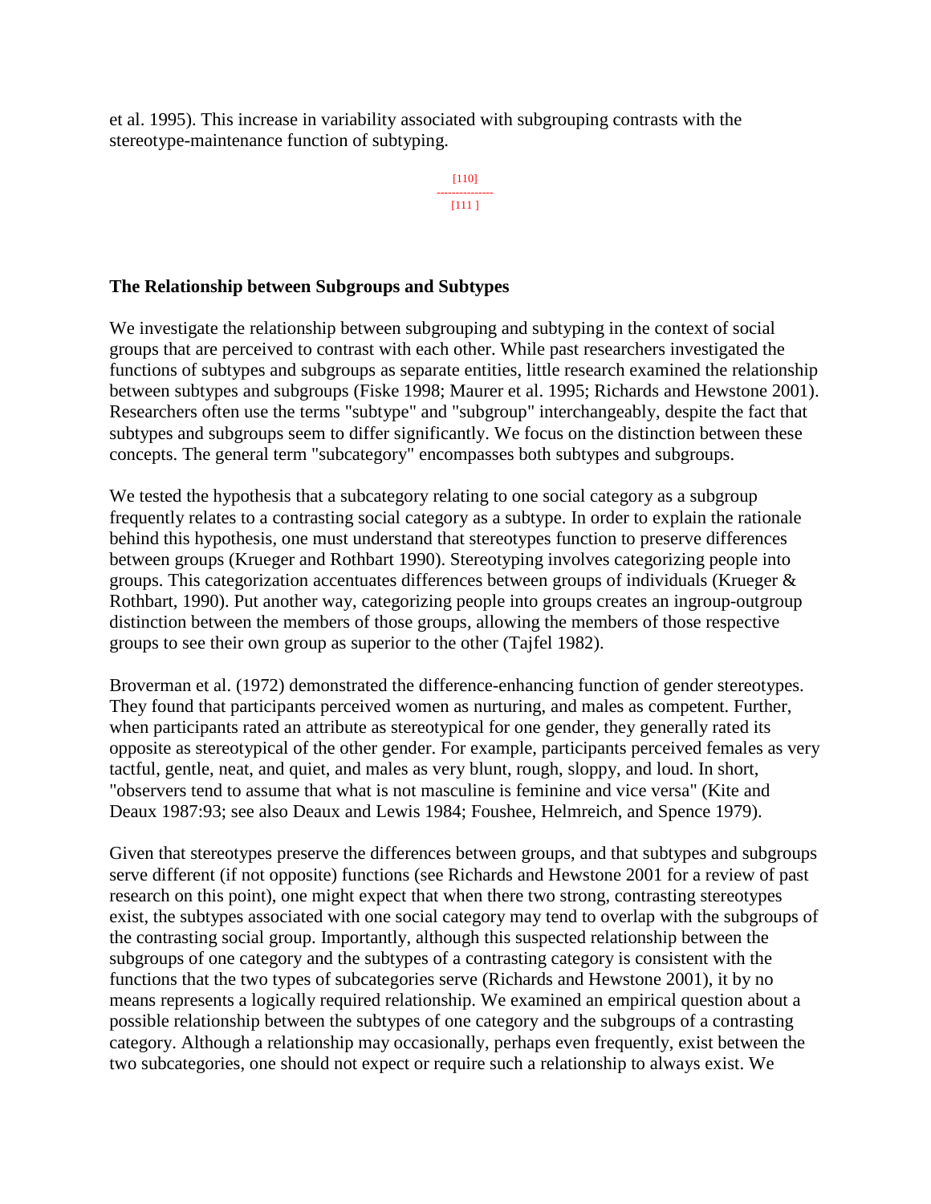et al. 1995). This increase in variability associated with subgrouping contrasts with the stereotype-maintenance function of subtyping.

### The Relationship between Subgroups and Subtypes

We investigate the relationship between subgrouping and subtyping in the context of social groups that are perceived to contrast with each other. While past researchers investigated the functions of subtypes and subgroups as separate entities, little research examined the relationship between subtypes and subgroups (Fiske 1998; Maurer et al. 1995; Richards and Hewstone 2001). Researchers often use the terms "subtype" and "subgroup" interchangeably, despite the fact that subtypes and subgroups seem to differ significantly. We focus on the distinction between these concepts. The general term "subcategory" encompasses both subtypes and subgroups.

We tested the hypothesis that a subcategory relating to one social category as a subgroup frequently relates to a contrasting social category as a subtype. In order to explain the rationale behind this hypothesis, one must understand that stereotypes function to preserve differences between groups (Krueger and Rothbart 1990). Stereotyping involves categorizing people into groups. This categorization accentuates differences between groups of individuals (Krueger & Rothbart, 1990). Put another way, categorizing people into groups creates an ingroup-outgroup distinction between the members of those groups, allowing the members of those respective groups to see their own group as superior to the other (Tajfel 1982).

Broverman et al. (1972) demonstrated the difference-enhancing function of gender stereotypes. They found that participants perceived women as nurturing, and males as competent. Further, when participants rated an attribute as stereotypical for one gender, they generally rated its opposite as stereotypical of the other gender. For example, participants perceived females as very tactful, gentle, neat, and quiet, and males as very blunt, rough, sloppy, and loud. In short, "observers tend to assume that what is not masculine is feminine and vice versa" (Kite and Deaux 1987:93; see also Deaux and Lewis 1984; Foushee, Helmreich, and Spence 1979).

Given that stereotypes preserve the differences between groups, and that subtypes and subgroups serve different (if not opposite) functions (see Richards and Hewstone 2001 for a review of past research on this point), one might expect that when there two strong, contrasting stereotypes exist, the subtypes associated with one social category may tend to overlap with the subgroups of the contrasting social group. Importantly, although this suspected relationship between the subgroups of one category and the subtypes of a contrasting category is consistent with the functions that the two types of subcategories serve (Richards and Hewstone 2001), it by no means represents a logically required relationship. We examined an empirical question about a possible relationship between the subtypes of one category and the subgroups of a contrasting category. Although a relationship may occasionally, perhaps even frequently, exist between the two subcategories, one should not expect or require such a relationship to always exist. We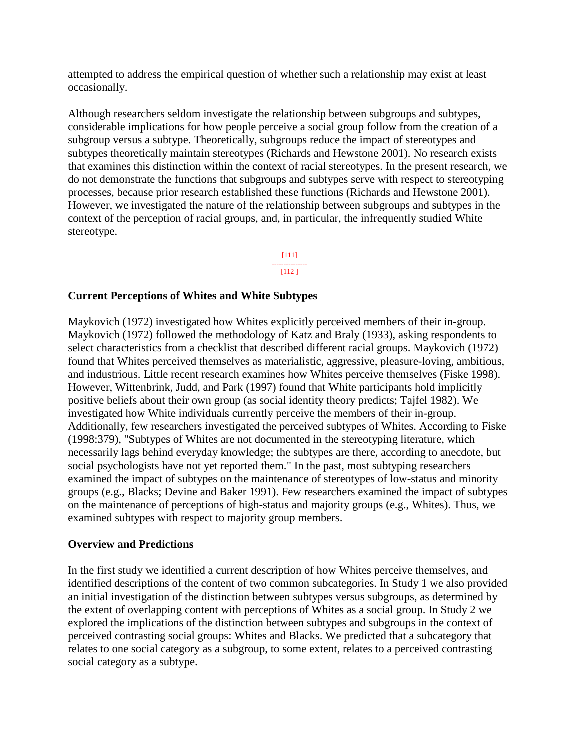attempted to address the empirical question of whether such a relationship may exist at least occasionally.

Although researchers seldom investigate the relationship between subgroups and subtypes, considerable implications for how people perceive a social group follow from the creation of a subgroup versus a subtype. Theoretically, subgroups reduce the impact of stereotypes and subtypes theoretically maintain stereotypes (Richards and Hewstone 2001). No research exists that examines this distinction within the context of racial stereotypes. In the present research, we do not demonstrate the functions that subgroups and subtypes serve with respect to stereotyping processes, because prior research established these functions (Richards and Hewstone 2001). However, we investigated the nature of the relationship between subgroups and subtypes in the context of the perception of racial groups, and, in particular, the infrequently studied White stereotype.

## Current Perceptions of Whites and White Subtypes

Maykovich (1972) investigated how Whites explicitly perceived members of their in-group. Maykovich (1972) followed the methodology of Katz and Braly (1933), asking respondents to select characteristics from a checklist that described different racial groups. Maykovich (1972) found that Whites perceived themselves as materialistic, aggressive, pleasure-loving, ambitious, and industrious. Little recent research examines how Whites perceive themselves (Fiske 1998). However, Wittenbrink, Judd, and Park (1997) found that White participants hold implicitly positive beliefs about their own group (as social identity theory predicts; Tajfel 1982). We investigated how White individuals currently perceive the members of their in-group. Additionally, few researchers investigated the perceived subtypes of Whites. According to Fiske (1998:379), "Subtypes of Whites are not documented in the stereotyping literature, which necessarily lags behind everyday knowledge; the subtypes are there, according to anecdote, but social psychologists have not yet reported them." In the past, most subtyping researchers examined the impact of subtypes on the maintenance of stereotypes of low-status and minority groups (e.g., Blacks; Devine and Baker 1991). Few researchers examined the impact of subtypes on the maintenance of perceptions of high-status and majority groups (e.g., Whites). Thus, we examined subtypes with respect to majority group members.

## Overview and Predictions

In the first study we identified a current description of how Whites perceive themselves, and identified descriptions of the content of two common subcategories. In Study 1 we also provided an initial investigation of the distinction between subtypes versus subgroups, as determined by the extent of overlapping content with perceptions of Whites as a social group. In Study 2 we explored the implications of the distinction between subtypes and subgroups in the context of perceived contrasting social groups: Whites and Blacks. We predicted that a subcategory that relates to one social category as a subgroup, to some extent, relates to a perceived contrasting social category as a subtype.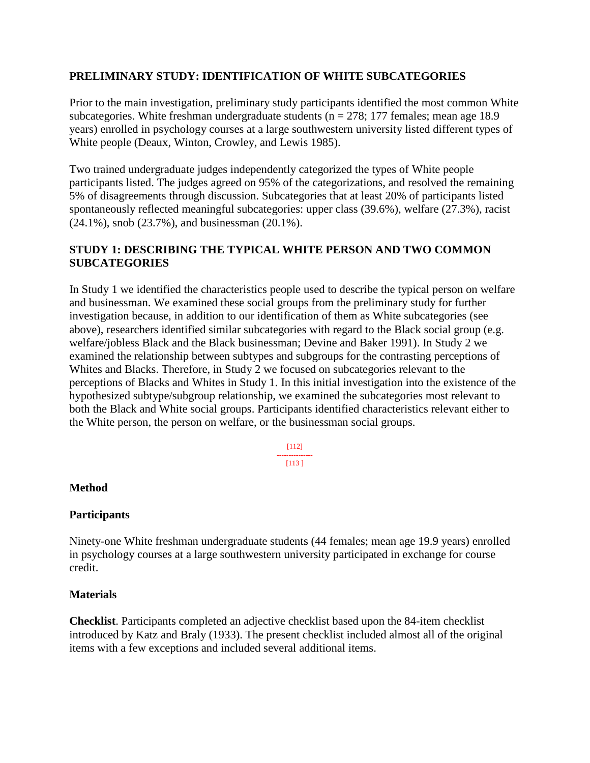## PRELIMINARY STUDY: IDENTIFICATION OF WHITE SUBCATEGORIES

Prior to the main investigation, preliminary study participants identified the most common White subcategories. White freshman undergraduate students (n = 278; 177 females; mean age 18.9 years) enrolled in psychology courses at a large southwestern university listed different types of White people (Deaux, Winton, Crowley, and Lewis 1985).

Two trained undergraduate judges independently categorized the types of White people participants listed. The judges agreed on 95% of the categorizations, and resolved the remaining 5% of disagreements through discussion. Subcategories that at least 20% of participants listed spontaneously reflected meaningful subcategories: upper class (39.6%), welfare (27.3%), racist (24.1%), snob (23.7%), and businessman (20.1%).

## STUDY 1: DESCRIBING THE TYPICAL WHITE PERSON AND TWO COMMON SUBCATEGORIES

In Study 1 we identified the characteristics people used to describe the typical person on welfare and businessman. We examined these social groups from the preliminary study for further investigation because, in addition to our identification of them as White subcategories (see above), researchers identified similar subcategories with regard to the Black social group (e.g. welfare/jobless Black and the Black businessman; Devine and Baker 1991). In Study 2 we examined the relationship between subtypes and subgroups for the contrasting perceptions of Whites and Blacks. Therefore, in Study 2 we focused on subcategories relevant to the perceptions of Blacks and Whites in Study 1. In this initial investigation into the existence of the hypothesized subtype/subgroup relationship, we examined the subcategories most relevant to both the Black and White social groups. Participants identified characteristics relevant either to the White person, the person on welfare, or the businessman social groups.

### Method

### Participants

Ninety-one White freshman undergraduate students (44 females; mean age 19.9 years) enrolled in psychology courses at a large southwestern university participated in exchange for course credit.

### Materials

**Checklist**. Participants completed an adjective checklist based upon the 84-item checklist introduced by Katz and Braly (1933). The present checklist included almost all of the original items with a few exceptions and included several additional items.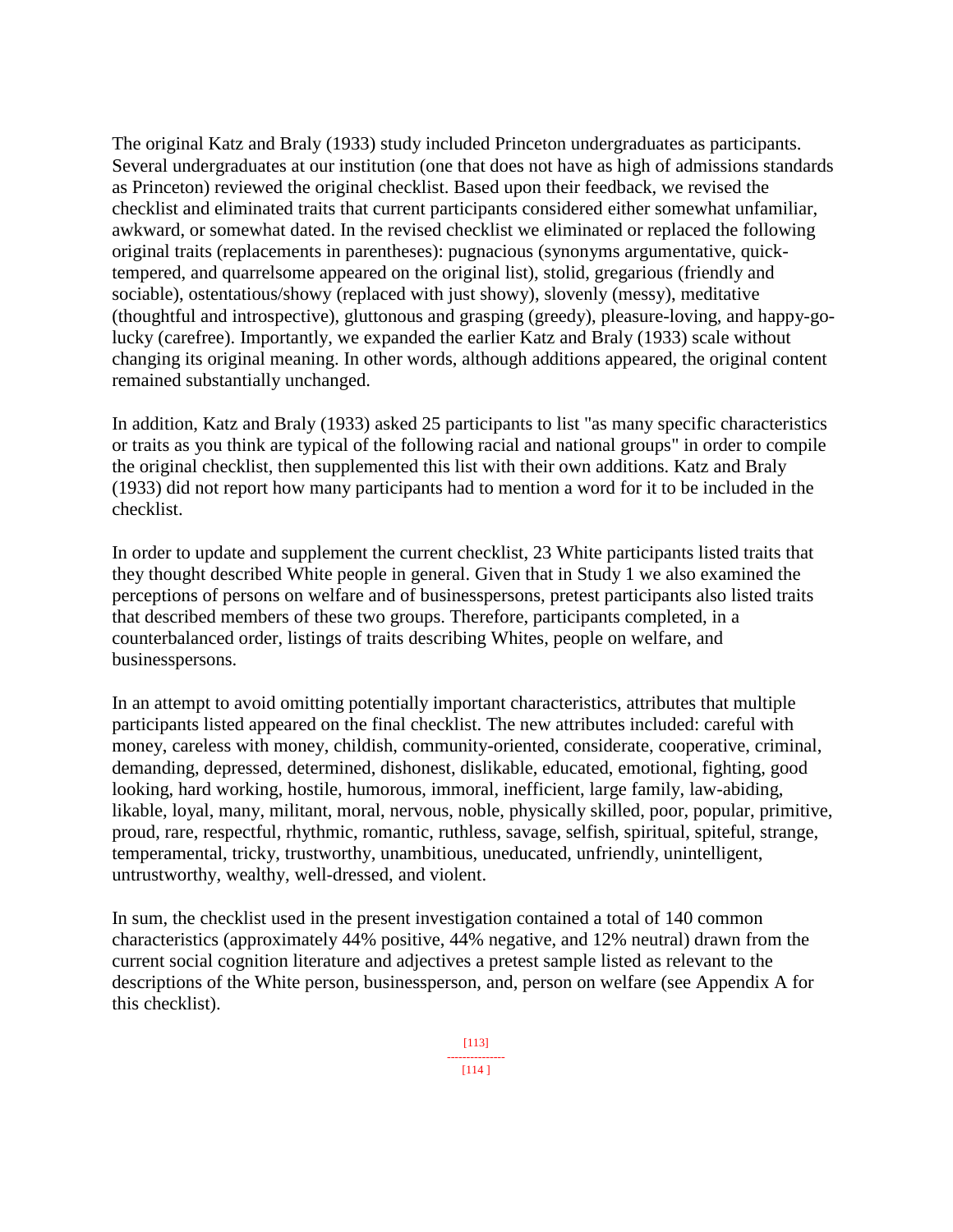The original Katz and Braly (1933) study included Princeton undergraduates as participants. Several undergraduates at our institution (one that does not have as high of admissions standards as Princeton) reviewed the original checklist. Based upon their feedback, we revised the checklist and eliminated traits that current participants considered either somewhat unfamiliar, awkward, or somewhat dated. In the revised checklist we eliminated or replaced the following original traits (replacements in parentheses): pugnacious (synonyms argumentative, quick-tempered, and quarrelsome appeared on the original list), stolid, gregarious (friendly and sociable), ostentatious/showy (replaced with just showy), slovenly (messy), meditative (thoughtful and introspective), gluttonous and grasping (greedy), pleasure-loving, and happy-go-lucky (carefree). Importantly, we expanded the earlier Katz and Braly (1933) scale without changing its original meaning. In other words, although additions appeared, the original content remained substantially unchanged.

In addition, Katz and Braly (1933) asked 25 participants to list "as many specific characteristics or traits as you think are typical of the following racial and national groups" in order to compile the original checklist, then supplemented this list with their own additions. Katz and Braly (1933) did not report how many participants had to mention a word for it to be included in the checklist.

In order to update and supplement the current checklist, 23 White participants listed traits that they thought described White people in general. Given that in Study 1 we also examined the perceptions of persons on welfare and of businesspersons, pretest participants also listed traits that described members of these two groups. Therefore, participants completed, in a counterbalanced order, listings of traits describing Whites, people on welfare, and businesspersons.

In an attempt to avoid omitting potentially important characteristics, attributes that multiple participants listed appeared on the final checklist. The new attributes included: careful with money, careless with money, childish, community-oriented, considerate, cooperative, criminal, demanding, depressed, determined, dishonest, dislikable, educated, emotional, fighting, good looking, hard working, hostile, humorous, immoral, inefficient, large family, law-abiding, likable, loyal, many, militant, moral, nervous, noble, physically skilled, poor, popular, primitive, proud, rare, respectful, rhythmic, romantic, ruthless, savage, selfish, spiritual, spiteful, strange, temperamental, tricky, trustworthy, unambitious, uneducated, unfriendly, unintelligent, untrustworthy, wealthy, well-dressed, and violent.

In sum, the checklist used in the present investigation contained a total of 140 common characteristics (approximately 44% positive, 44% negative, and 12% neutral) drawn from the current social cognition literature and adjectives a pretest sample listed as relevant to the descriptions of the White person, businessperson, and, person on welfare (see Appendix A for this checklist).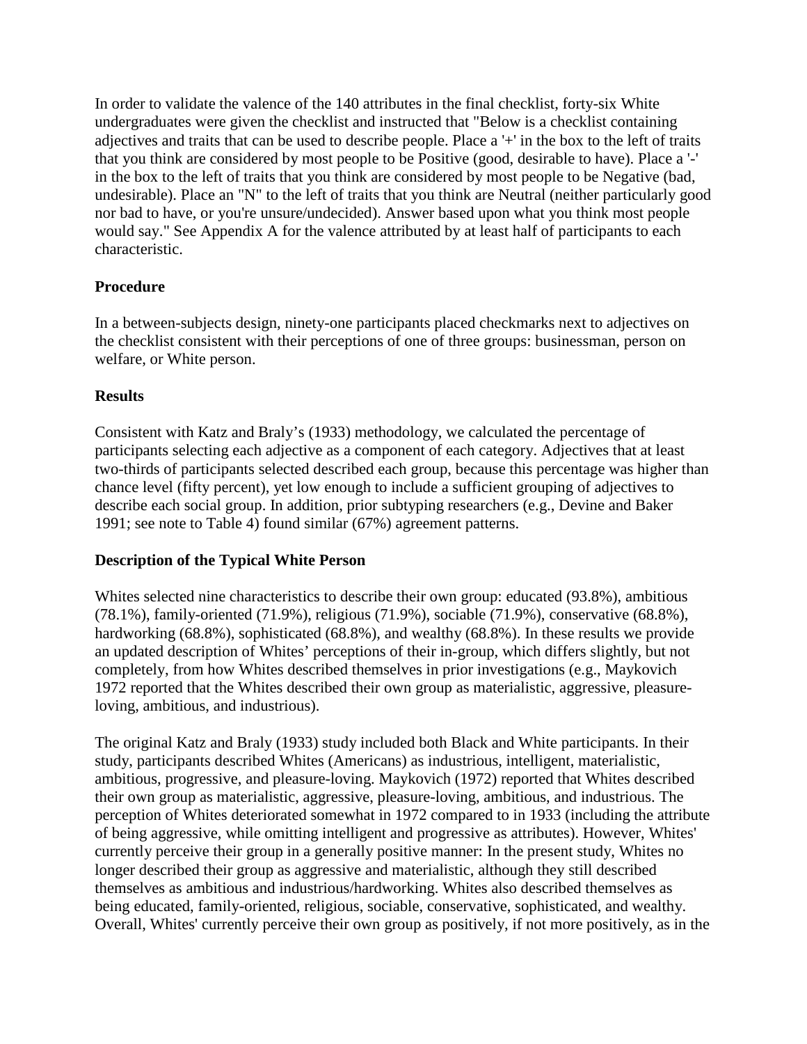In order to validate the valence of the 140 attributes in the final checklist, forty-six White undergraduates were given the checklist and instructed that "Below is a checklist containing adjectives and traits that can be used to describe people. Place a '+' in the box to the left of traits that you think are considered by most people to be Positive (good, desirable to have). Place a '-' in the box to the left of traits that you think are considered by most people to be Negative (bad, undesirable). Place an "N" to the left of traits that you think are Neutral (neither particularly good nor bad to have, or you're unsure/undecided). Answer based upon what you think most people would say." See Appendix A for the valence attributed by at least half of participants to each characteristic.

### Procedure

In a between-subjects design, ninety-one participants placed checkmarks next to adjectives on the checklist consistent with their perceptions of one of three groups: businessman, person on welfare, or White person.

### Results

Consistent with Katz and Braly's (1933) methodology, we calculated the percentage of participants selecting each adjective as a component of each category. Adjectives that at least two-thirds of participants selected described each group, because this percentage was higher than chance level (fifty percent), yet low enough to include a sufficient grouping of adjectives to describe each social group. In addition, prior subtyping researchers (e.g., Devine and Baker 1991; see note to Table 4) found similar (67%) agreement patterns.

### Description of the Typical White Person

Whites selected nine characteristics to describe their own group: educated (93.8%), ambitious (78.1%), family-oriented (71.9%), religious (71.9%), sociable (71.9%), conservative (68.8%), hardworking (68.8%), sophisticated (68.8%), and wealthy (68.8%). In these results we provide an updated description of Whites' perceptions of their in-group, which differs slightly, but not completely, from how Whites described themselves in prior investigations (e.g., Maykovich 1972 reported that the Whites described their own group as materialistic, aggressive, pleasure-loving, ambitious, and industrious).

The original Katz and Braly (1933) study included both Black and White participants. In their study, participants described Whites (Americans) as industrious, intelligent, materialistic, ambitious, progressive, and pleasure-loving. Maykovich (1972) reported that Whites described their own group as materialistic, aggressive, pleasure-loving, ambitious, and industrious. The perception of Whites deteriorated somewhat in 1972 compared to in 1933 (including the attribute of being aggressive, while omitting intelligent and progressive as attributes). However, Whites' currently perceive their group in a generally positive manner: In the present study, Whites no longer described their group as aggressive and materialistic, although they still described themselves as ambitious and industrious/hardworking. Whites also described themselves as being educated, family-oriented, religious, sociable, conservative, sophisticated, and wealthy. Overall, Whites' currently perceive their own group as positively, if not more positively, as in the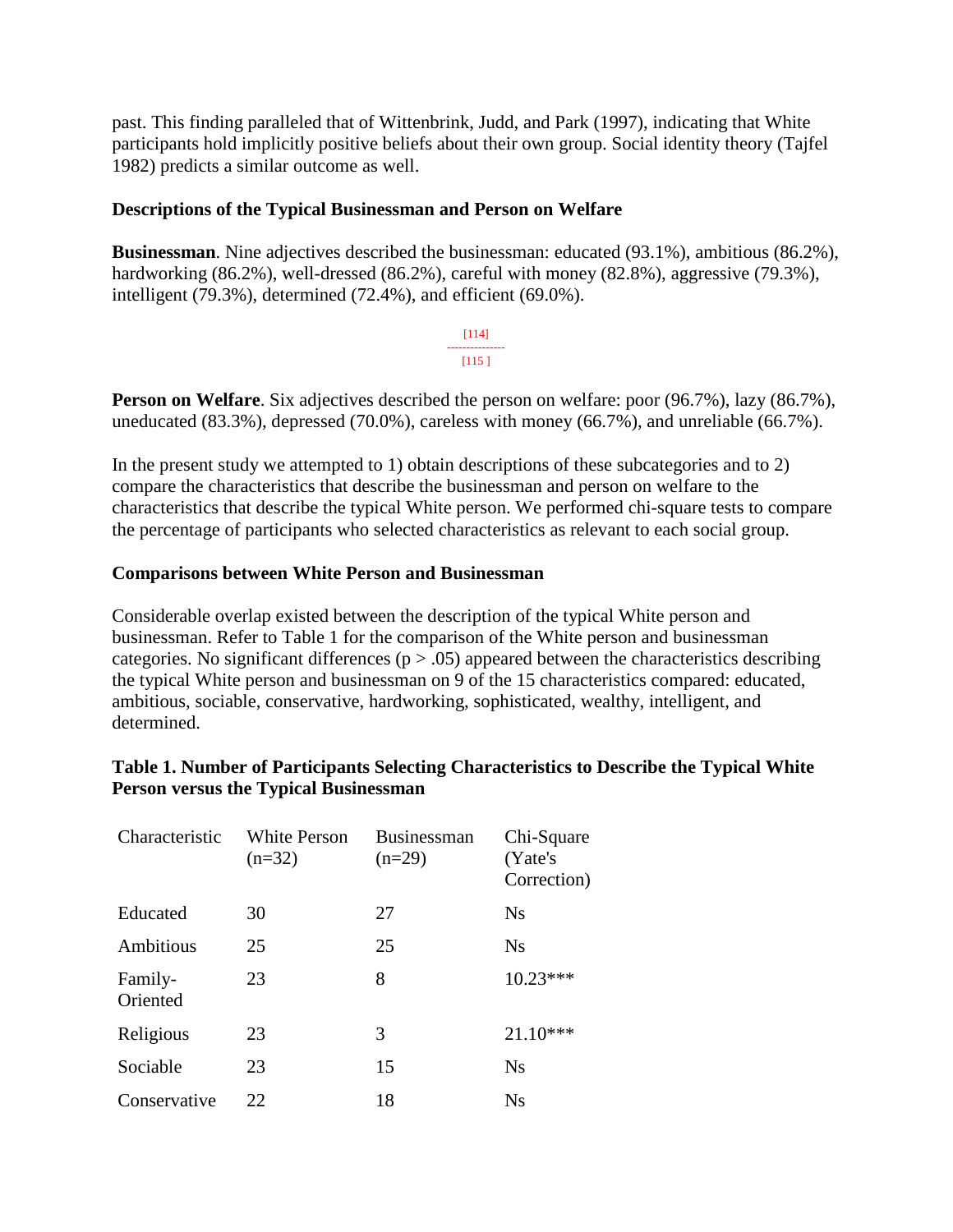past. This finding paralleled that of Wittenbrink, Judd, and Park (1997), indicating that White participants hold implicitly positive beliefs about their own group. Social identity theory (Tajfel 1982) predicts a similar outcome as well.

### Descriptions of the Typical Businessman and Person on Welfare

**Businessman**. Nine adjectives described the businessman: educated (93.1%), ambitious (86.2%), hardworking (86.2%), well-dressed (86.2%), careful with money (82.8%), aggressive (79.3%), intelligent (79.3%), determined (72.4%), and efficient (69.0%).

[114]
---------------
[115 ]

**Person on Welfare**. Six adjectives described the person on welfare: poor (96.7%), lazy (86.7%), uneducated (83.3%), depressed (70.0%), careless with money (66.7%), and unreliable (66.7%).

In the present study we attempted to 1) obtain descriptions of these subcategories and to 2) compare the characteristics that describe the businessman and person on welfare to the characteristics that describe the typical White person. We performed chi-square tests to compare the percentage of participants who selected characteristics as relevant to each social group.

### Comparisons between White Person and Businessman

Considerable overlap existed between the description of the typical White person and businessman. Refer to Table 1 for the comparison of the White person and businessman categories. No significant differences ($p > .05$) appeared between the characteristics describing the typical White person and businessman on 9 of the 15 characteristics compared: educated, ambitious, sociable, conservative, hardworking, sophisticated, wealthy, intelligent, and determined.

**Table 1. Number of Participants Selecting Characteristics to Describe the Typical White Person versus the Typical Businessman**

| Characteristic | White Person (n=32) | Businessman (n=29) | Chi-Square (Yate's Correction) |
|---|---|---|---|
| Educated | 30 | 27 | Ns |
| Ambitious | 25 | 25 | Ns |
| Family-Oriented | 23 | 8 | 10.23*** |
| Religious | 23 | 3 | 21.10*** |
| Sociable | 23 | 15 | Ns |
| Conservative | 22 | 18 | Ns |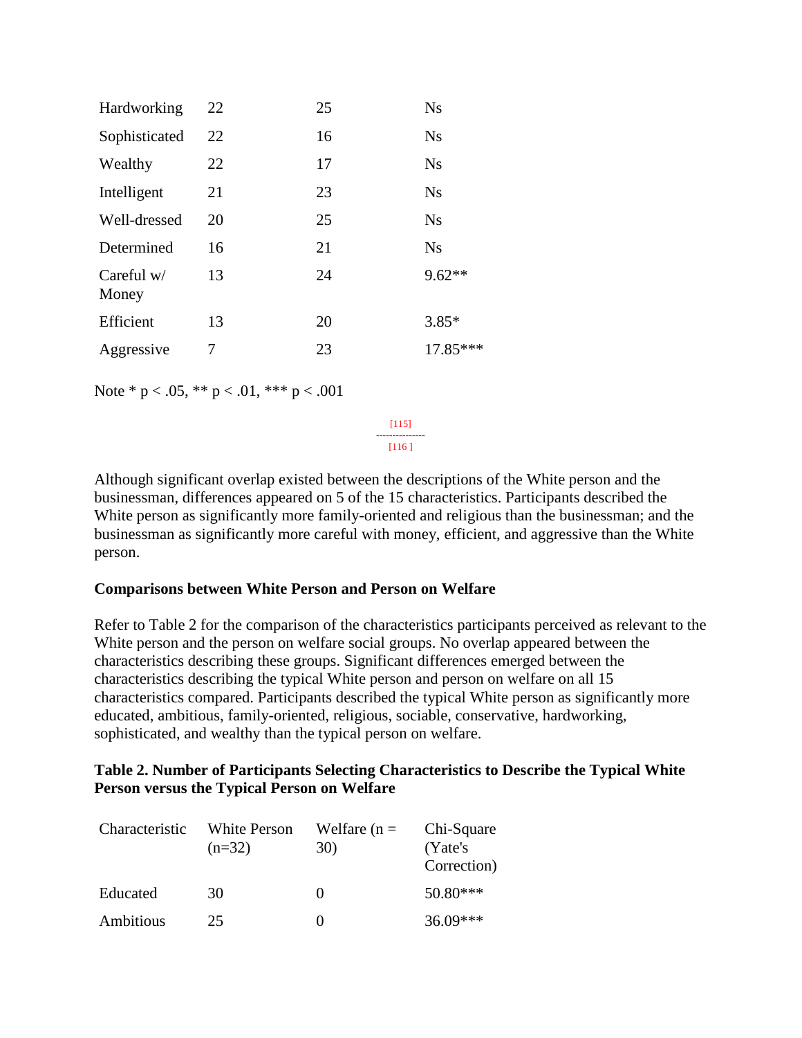| | | | |
|---|---|---|---|
| Hardworking | 22 | 25 | Ns |
| Sophisticated | 22 | 16 | Ns |
| Wealthy | 22 | 17 | Ns |
| Intelligent | 21 | 23 | Ns |
| Well-dressed | 20 | 25 | Ns |
| Determined | 16 | 21 | Ns |
| Careful w/ Money | 13 | 24 | 9.62** |
| Efficient | 13 | 20 | 3.85* |
| Aggressive | 7 | 23 | 17.85*** |

Note * p < .05, ** p < .01, *** p < .001

[115]

[116 ]

Although significant overlap existed between the descriptions of the White person and the businessman, differences appeared on 5 of the 15 characteristics. Participants described the White person as significantly more family-oriented and religious than the businessman; and the businessman as significantly more careful with money, efficient, and aggressive than the White person.

**Comparisons between White Person and Person on Welfare**

Refer to Table 2 for the comparison of the characteristics participants perceived as relevant to the White person and the person on welfare social groups. No overlap appeared between the characteristics describing these groups. Significant differences emerged between the characteristics describing the typical White person and person on welfare on all 15 characteristics compared. Participants described the typical White person as significantly more educated, ambitious, family-oriented, religious, sociable, conservative, hardworking, sophisticated, and wealthy than the typical person on welfare.

**Table 2. Number of Participants Selecting Characteristics to Describe the Typical White Person versus the Typical Person on Welfare**

| Characteristic | White Person (n=32) | Welfare (n = 30) | Chi-Square (Yate's Correction) |
|---|---|---|---|
| Educated | 30 | 0 | 50.80*** |
| Ambitious | 25 | 0 | 36.09*** |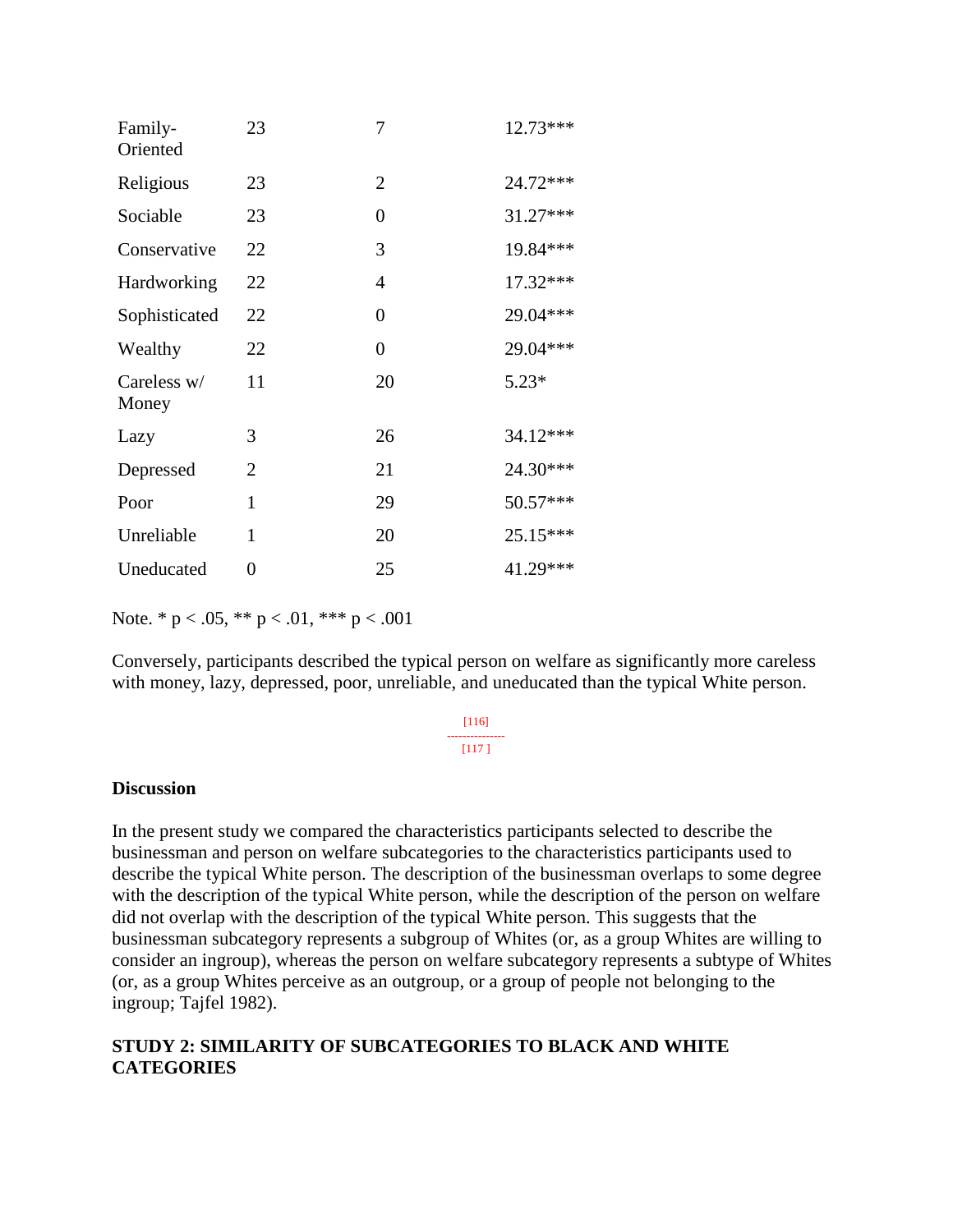| | | | |
|---|---|---|---|
| Family-Oriented | 23 | 7 | 12.73*** |
| Religious | 23 | 2 | 24.72*** |
| Sociable | 23 | 0 | 31.27*** |
| Conservative | 22 | 3 | 19.84*** |
| Hardworking | 22 | 4 | 17.32*** |
| Sophisticated | 22 | 0 | 29.04*** |
| Wealthy | 22 | 0 | 29.04*** |
| Careless w/ Money | 11 | 20 | 5.23* |
| Lazy | 3 | 26 | 34.12*** |
| Depressed | 2 | 21 | 24.30*** |
| Poor | 1 | 29 | 50.57*** |
| Unreliable | 1 | 20 | 25.15*** |
| Uneducated | 0 | 25 | 41.29*** |

Note. * $p < .05$, ** $p < .01$, *** $p < .001$

Conversely, participants described the typical person on welfare as significantly more careless with money, lazy, depressed, poor, unreliable, and uneducated than the typical White person.

### Discussion

In the present study we compared the characteristics participants selected to describe the businessman and person on welfare subcategories to the characteristics participants used to describe the typical White person. The description of the businessman overlaps to some degree with the description of the typical White person, while the description of the person on welfare did not overlap with the description of the typical White person. This suggests that the businessman subcategory represents a subgroup of Whites (or, as a group Whites are willing to consider an ingroup), whereas the person on welfare subcategory represents a subtype of Whites (or, as a group Whites perceive as an outgroup, or a group of people not belonging to the ingroup; Tajfel 1982).

## STUDY 2: SIMILARITY OF SUBCATEGORIES TO BLACK AND WHITE CATEGORIES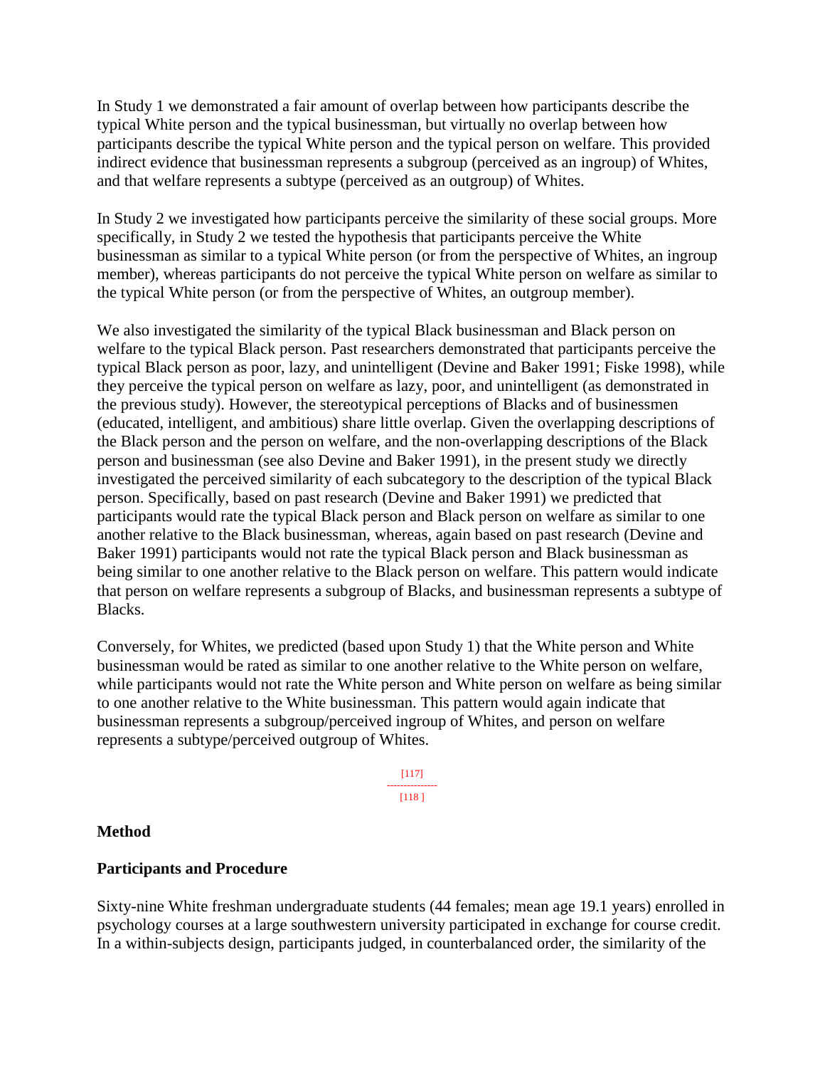In Study 1 we demonstrated a fair amount of overlap between how participants describe the typical White person and the typical businessman, but virtually no overlap between how participants describe the typical White person and the typical person on welfare. This provided indirect evidence that businessman represents a subgroup (perceived as an ingroup) of Whites, and that welfare represents a subtype (perceived as an outgroup) of Whites.

In Study 2 we investigated how participants perceive the similarity of these social groups. More specifically, in Study 2 we tested the hypothesis that participants perceive the White businessman as similar to a typical White person (or from the perspective of Whites, an ingroup member), whereas participants do not perceive the typical White person on welfare as similar to the typical White person (or from the perspective of Whites, an outgroup member).

We also investigated the similarity of the typical Black businessman and Black person on welfare to the typical Black person. Past researchers demonstrated that participants perceive the typical Black person as poor, lazy, and unintelligent (Devine and Baker 1991; Fiske 1998), while they perceive the typical person on welfare as lazy, poor, and unintelligent (as demonstrated in the previous study). However, the stereotypical perceptions of Blacks and of businessmen (educated, intelligent, and ambitious) share little overlap. Given the overlapping descriptions of the Black person and the person on welfare, and the non-overlapping descriptions of the Black person and businessman (see also Devine and Baker 1991), in the present study we directly investigated the perceived similarity of each subcategory to the description of the typical Black person. Specifically, based on past research (Devine and Baker 1991) we predicted that participants would rate the typical Black person and Black person on welfare as similar to one another relative to the Black businessman, whereas, again based on past research (Devine and Baker 1991) participants would not rate the typical Black person and Black businessman as being similar to one another relative to the Black person on welfare. This pattern would indicate that person on welfare represents a subgroup of Blacks, and businessman represents a subtype of Blacks.

Conversely, for Whites, we predicted (based upon Study 1) that the White person and White businessman would be rated as similar to one another relative to the White person on welfare, while participants would not rate the White person and White person on welfare as being similar to one another relative to the White businessman. This pattern would again indicate that businessman represents a subgroup/perceived ingroup of Whites, and person on welfare represents a subtype/perceived outgroup of Whites.

## Method

### Participants and Procedure

Sixty-nine White freshman undergraduate students (44 females; mean age 19.1 years) enrolled in psychology courses at a large southwestern university participated in exchange for course credit. In a within-subjects design, participants judged, in counterbalanced order, the similarity of the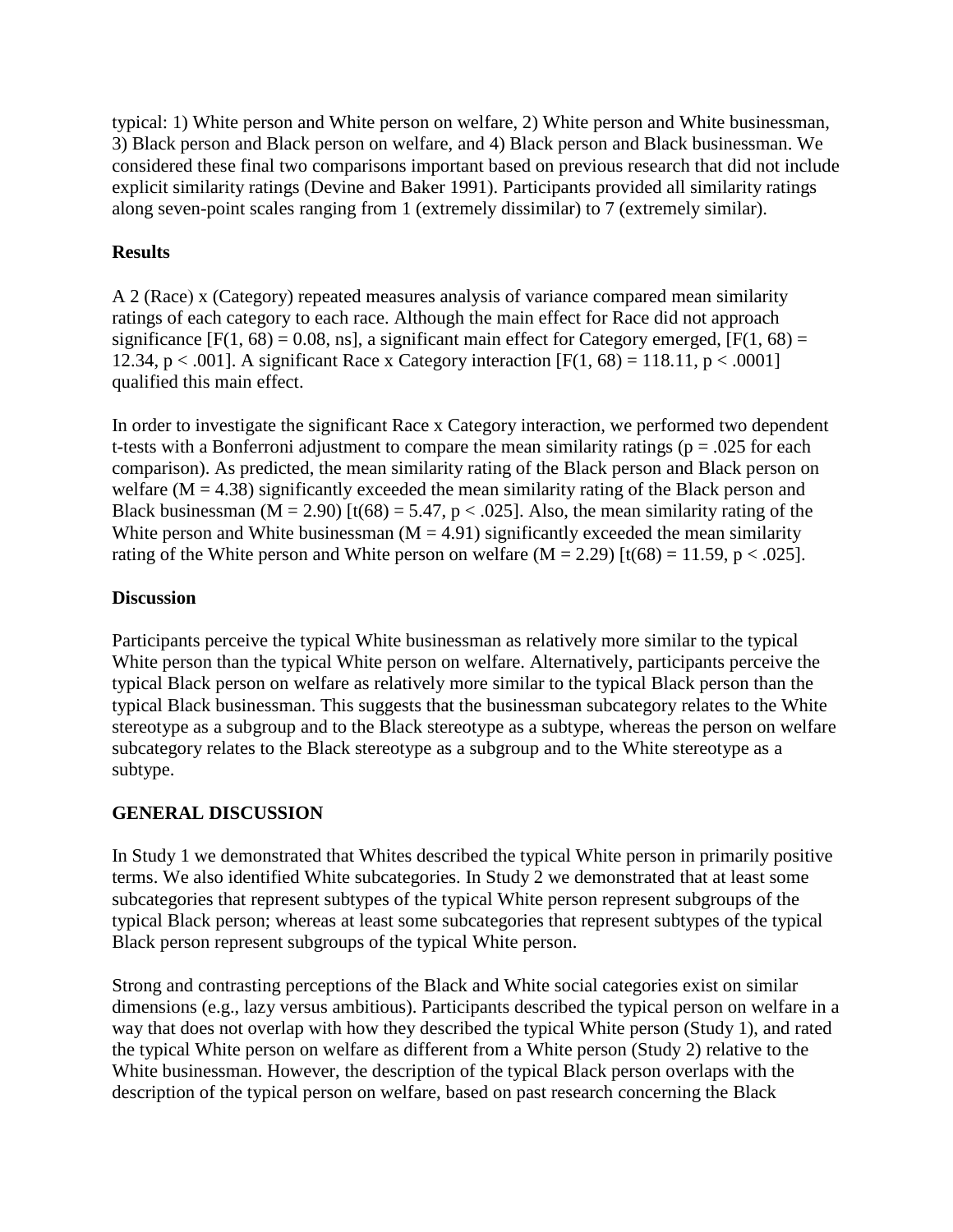typical: 1) White person and White person on welfare, 2) White person and White businessman, 3) Black person and Black person on welfare, and 4) Black person and Black businessman. We considered these final two comparisons important based on previous research that did not include explicit similarity ratings (Devine and Baker 1991). Participants provided all similarity ratings along seven-point scales ranging from 1 (extremely dissimilar) to 7 (extremely similar).

**Results**

A 2 (Race) x (Category) repeated measures analysis of variance compared mean similarity ratings of each category to each race. Although the main effect for Race did not approach significance [$F(1, 68) = 0.08$, ns], a significant main effect for Category emerged, [$F(1, 68) = 12.34$, $p < .001$]. A significant Race x Category interaction [$F(1, 68) = 118.11$, $p < .0001$] qualified this main effect.

In order to investigate the significant Race x Category interaction, we performed two dependent t-tests with a Bonferroni adjustment to compare the mean similarity ratings ($p = .025$ for each comparison). As predicted, the mean similarity rating of the Black person and Black person on welfare ($M = 4.38$) significantly exceeded the mean similarity rating of the Black person and Black businessman ($M = 2.90$) [$t(68) = 5.47$, $p < .025$]. Also, the mean similarity rating of the White person and White businessman ($M = 4.91$) significantly exceeded the mean similarity rating of the White person and White person on welfare ($M = 2.29$) [$t(68) = 11.59$, $p < .025$].

**Discussion**

Participants perceive the typical White businessman as relatively more similar to the typical White person than the typical White person on welfare. Alternatively, participants perceive the typical Black person on welfare as relatively more similar to the typical Black person than the typical Black businessman. This suggests that the businessman subcategory relates to the White stereotype as a subgroup and to the Black stereotype as a subtype, whereas the person on welfare subcategory relates to the Black stereotype as a subgroup and to the White stereotype as a subtype.

**GENERAL DISCUSSION**

In Study 1 we demonstrated that Whites described the typical White person in primarily positive terms. We also identified White subcategories. In Study 2 we demonstrated that at least some subcategories that represent subtypes of the typical White person represent subgroups of the typical Black person; whereas at least some subcategories that represent subtypes of the typical Black person represent subgroups of the typical White person.

Strong and contrasting perceptions of the Black and White social categories exist on similar dimensions (e.g., lazy versus ambitious). Participants described the typical person on welfare in a way that does not overlap with how they described the typical White person (Study 1), and rated the typical White person on welfare as different from a White person (Study 2) relative to the White businessman. However, the description of the typical Black person overlaps with the description of the typical person on welfare, based on past research concerning the Black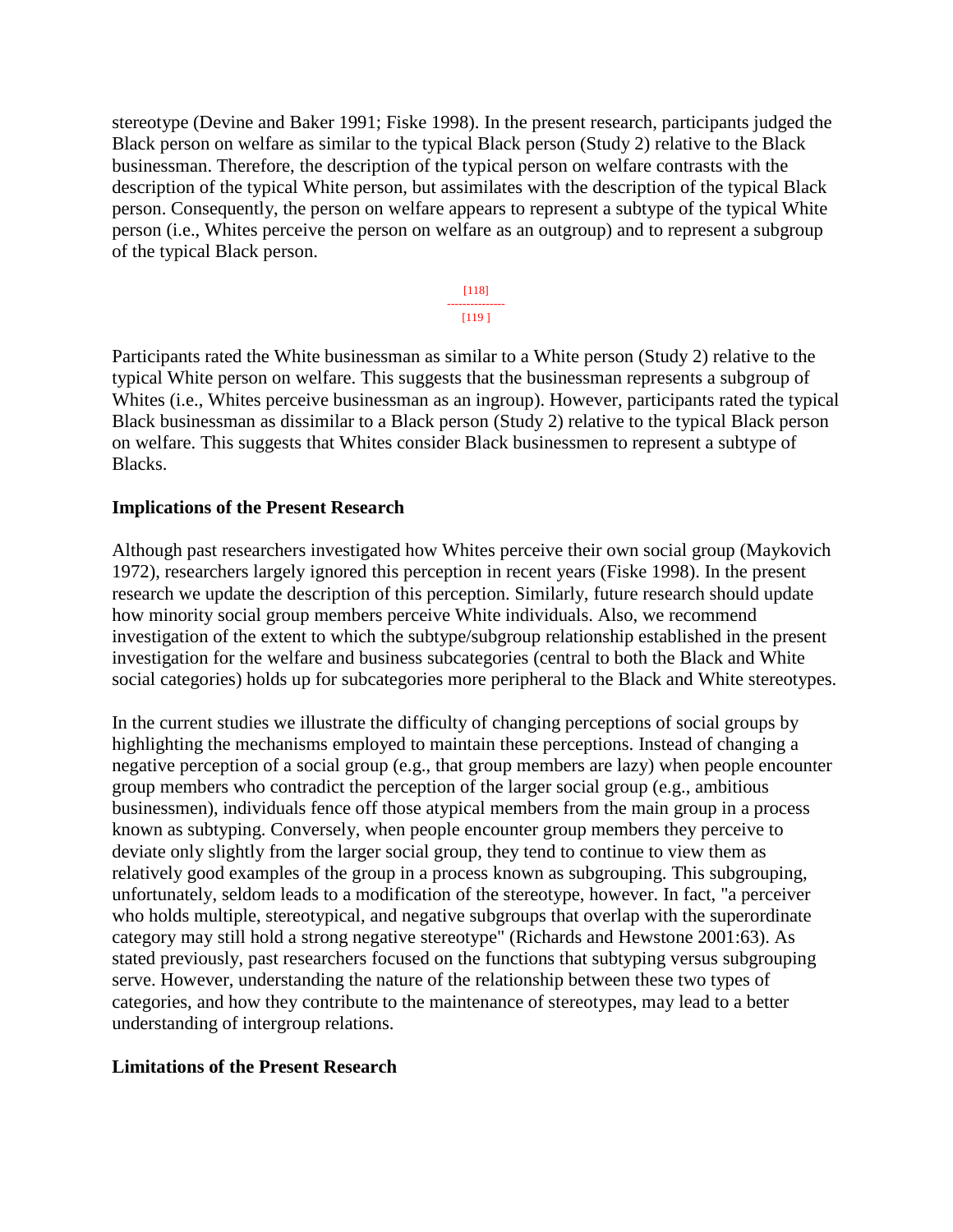stereotype (Devine and Baker 1991; Fiske 1998). In the present research, participants judged the Black person on welfare as similar to the typical Black person (Study 2) relative to the Black businessman. Therefore, the description of the typical person on welfare contrasts with the description of the typical White person, but assimilates with the description of the typical Black person. Consequently, the person on welfare appears to represent a subtype of the typical White person (i.e., Whites perceive the person on welfare as an outgroup) and to represent a subgroup of the typical Black person.

Participants rated the White businessman as similar to a White person (Study 2) relative to the typical White person on welfare. This suggests that the businessman represents a subgroup of Whites (i.e., Whites perceive businessman as an ingroup). However, participants rated the typical Black businessman as dissimilar to a Black person (Study 2) relative to the typical Black person on welfare. This suggests that Whites consider Black businessmen to represent a subtype of Blacks.

**Implications of the Present Research**

Although past researchers investigated how Whites perceive their own social group (Maykovich 1972), researchers largely ignored this perception in recent years (Fiske 1998). In the present research we update the description of this perception. Similarly, future research should update how minority social group members perceive White individuals. Also, we recommend investigation of the extent to which the subtype/subgroup relationship established in the present investigation for the welfare and business subcategories (central to both the Black and White social categories) holds up for subcategories more peripheral to the Black and White stereotypes.

In the current studies we illustrate the difficulty of changing perceptions of social groups by highlighting the mechanisms employed to maintain these perceptions. Instead of changing a negative perception of a social group (e.g., that group members are lazy) when people encounter group members who contradict the perception of the larger social group (e.g., ambitious businessmen), individuals fence off those atypical members from the main group in a process known as subtyping. Conversely, when people encounter group members they perceive to deviate only slightly from the larger social group, they tend to continue to view them as relatively good examples of the group in a process known as subgrouping. This subgrouping, unfortunately, seldom leads to a modification of the stereotype, however. In fact, "a perceiver who holds multiple, stereotypical, and negative subgroups that overlap with the superordinate category may still hold a strong negative stereotype" (Richards and Hewstone 2001:63). As stated previously, past researchers focused on the functions that subtyping versus subgrouping serve. However, understanding the nature of the relationship between these two types of categories, and how they contribute to the maintenance of stereotypes, may lead to a better understanding of intergroup relations.

**Limitations of the Present Research**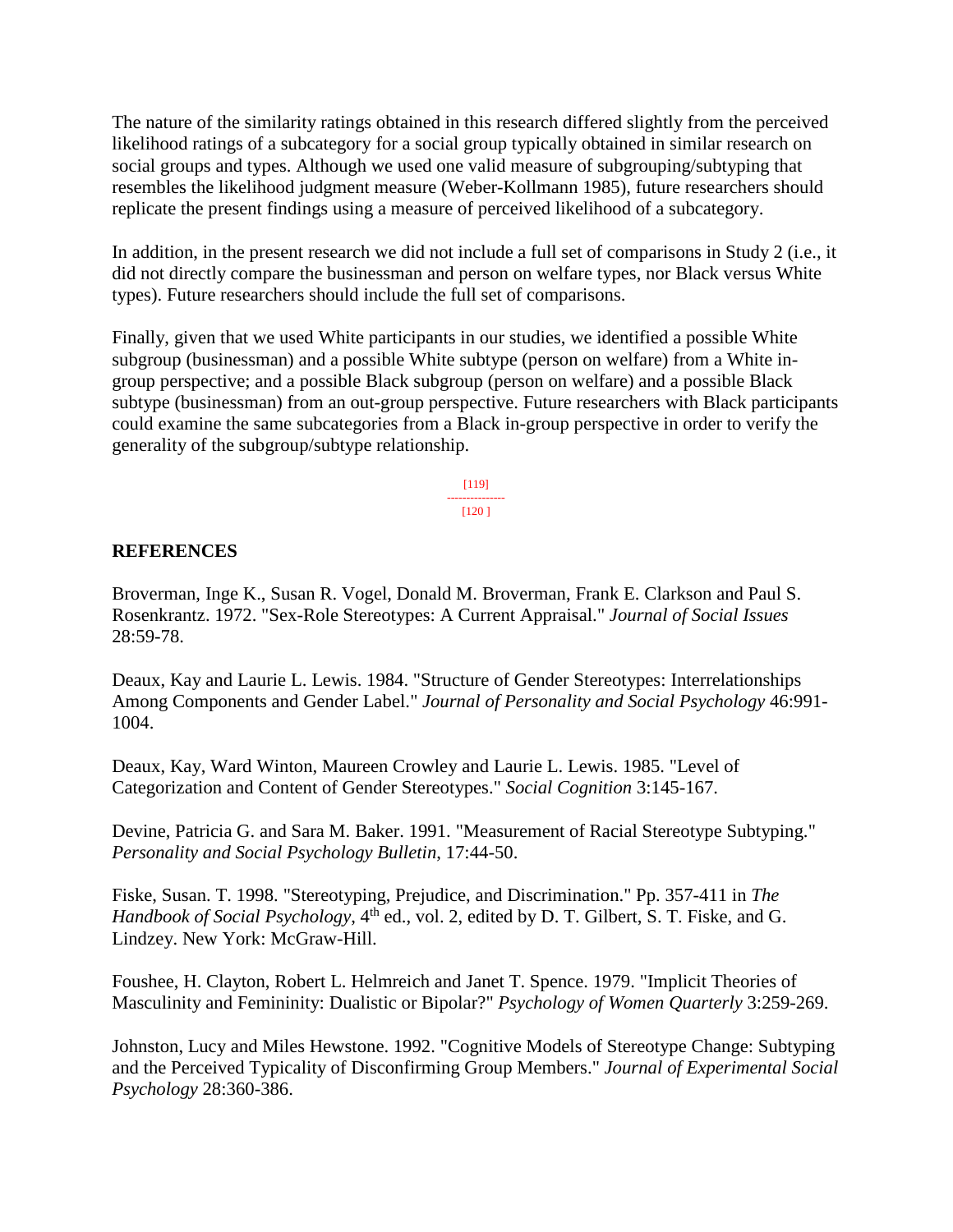The nature of the similarity ratings obtained in this research differed slightly from the perceived likelihood ratings of a subcategory for a social group typically obtained in similar research on social groups and types. Although we used one valid measure of subgrouping/subtyping that resembles the likelihood judgment measure (Weber-Kollmann 1985), future researchers should replicate the present findings using a measure of perceived likelihood of a subcategory.

In addition, in the present research we did not include a full set of comparisons in Study 2 (i.e., it did not directly compare the businessman and person on welfare types, nor Black versus White types). Future researchers should include the full set of comparisons.

Finally, given that we used White participants in our studies, we identified a possible White subgroup (businessman) and a possible White subtype (person on welfare) from a White in-group perspective; and a possible Black subgroup (person on welfare) and a possible Black subtype (businessman) from an out-group perspective. Future researchers with Black participants could examine the same subcategories from a Black in-group perspective in order to verify the generality of the subgroup/subtype relationship.

## REFERENCES

Broverman, Inge K., Susan R. Vogel, Donald M. Broverman, Frank E. Clarkson and Paul S. Rosenkrantz. 1972. "Sex-Role Stereotypes: A Current Appraisal." *Journal of Social Issues* 28:59-78.

Deaux, Kay and Laurie L. Lewis. 1984. "Structure of Gender Stereotypes: Interrelationships Among Components and Gender Label." *Journal of Personality and Social Psychology* 46:991-1004.

Deaux, Kay, Ward Winton, Maureen Crowley and Laurie L. Lewis. 1985. "Level of Categorization and Content of Gender Stereotypes." *Social Cognition* 3:145-167.

Devine, Patricia G. and Sara M. Baker. 1991. "Measurement of Racial Stereotype Subtyping." *Personality and Social Psychology Bulletin*, 17:44-50.

Fiske, Susan. T. 1998. "Stereotyping, Prejudice, and Discrimination." Pp. 357-411 in *The Handbook of Social Psychology*, 4th ed., vol. 2, edited by D. T. Gilbert, S. T. Fiske, and G. Lindzey. New York: McGraw-Hill.

Foushee, H. Clayton, Robert L. Helmreich and Janet T. Spence. 1979. "Implicit Theories of Masculinity and Femininity: Dualistic or Bipolar?" *Psychology of Women Quarterly* 3:259-269.

Johnston, Lucy and Miles Hewstone. 1992. "Cognitive Models of Stereotype Change: Subtyping and the Perceived Typicality of Disconfirming Group Members." *Journal of Experimental Social Psychology* 28:360-386.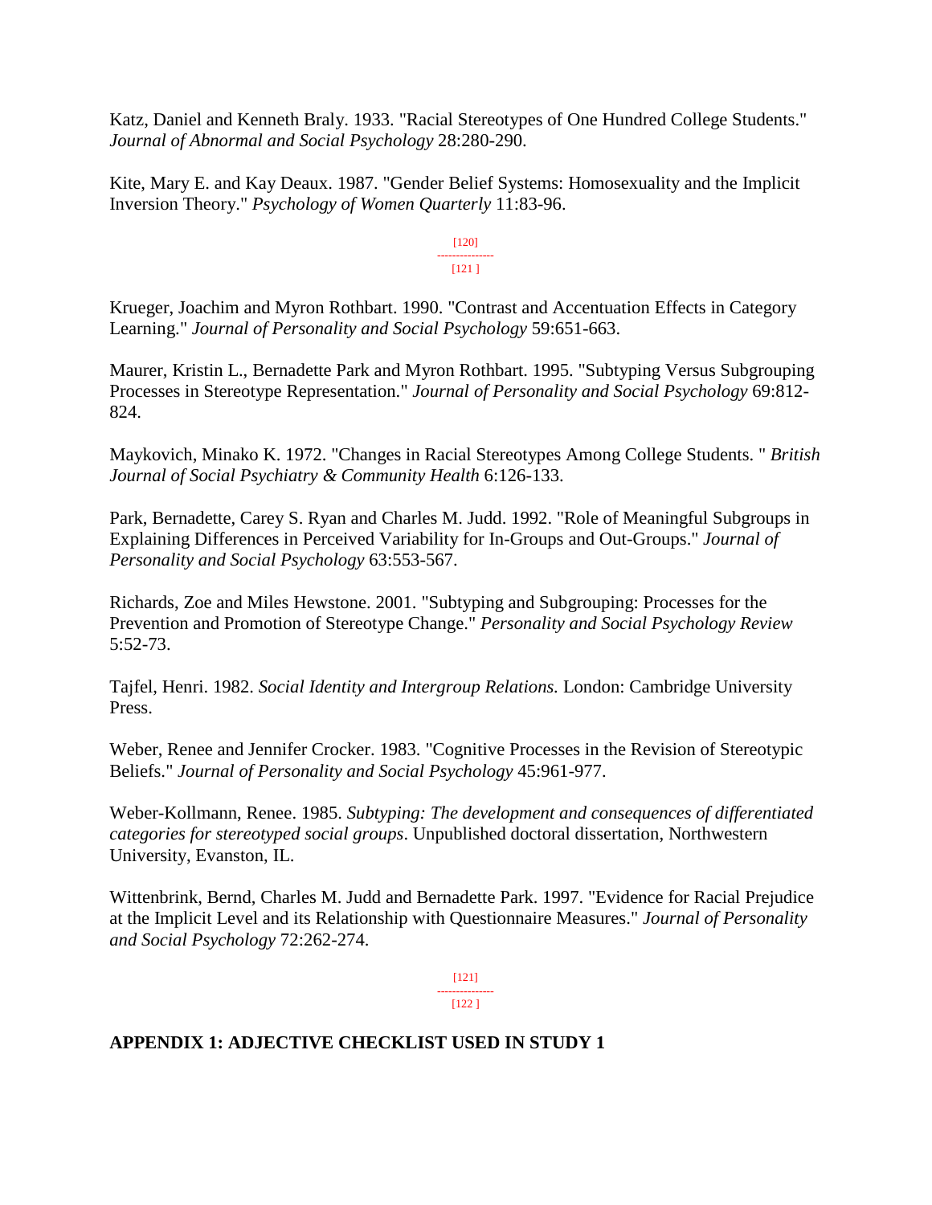Katz, Daniel and Kenneth Braly. 1933. "Racial Stereotypes of One Hundred College Students." *Journal of Abnormal and Social Psychology* 28:280-290.

Kite, Mary E. and Kay Deaux. 1987. "Gender Belief Systems: Homosexuality and the Implicit Inversion Theory." *Psychology of Women Quarterly* 11:83-96.

Krueger, Joachim and Myron Rothbart. 1990. "Contrast and Accentuation Effects in Category Learning." *Journal of Personality and Social Psychology* 59:651-663.

Maurer, Kristin L., Bernadette Park and Myron Rothbart. 1995. "Subtyping Versus Subgrouping Processes in Stereotype Representation." *Journal of Personality and Social Psychology* 69:812-824.

Maykovich, Minako K. 1972. "Changes in Racial Stereotypes Among College Students. " *British Journal of Social Psychiatry & Community Health* 6:126-133.

Park, Bernadette, Carey S. Ryan and Charles M. Judd. 1992. "Role of Meaningful Subgroups in Explaining Differences in Perceived Variability for In-Groups and Out-Groups." *Journal of Personality and Social Psychology* 63:553-567.

Richards, Zoe and Miles Hewstone. 2001. "Subtyping and Subgrouping: Processes for the Prevention and Promotion of Stereotype Change." *Personality and Social Psychology Review* 5:52-73.

Tajfel, Henri. 1982. *Social Identity and Intergroup Relations.* London: Cambridge University Press.

Weber, Renee and Jennifer Crocker. 1983. "Cognitive Processes in the Revision of Stereotypic Beliefs." *Journal of Personality and Social Psychology* 45:961-977.

Weber-Kollmann, Renee. 1985. *Subtyping: The development and consequences of differentiated categories for stereotyped social groups*. Unpublished doctoral dissertation, Northwestern University, Evanston, IL.

Wittenbrink, Bernd, Charles M. Judd and Bernadette Park. 1997. "Evidence for Racial Prejudice at the Implicit Level and its Relationship with Questionnaire Measures." *Journal of Personality and Social Psychology* 72:262-274.

**APPENDIX 1: ADJECTIVE CHECKLIST USED IN STUDY 1**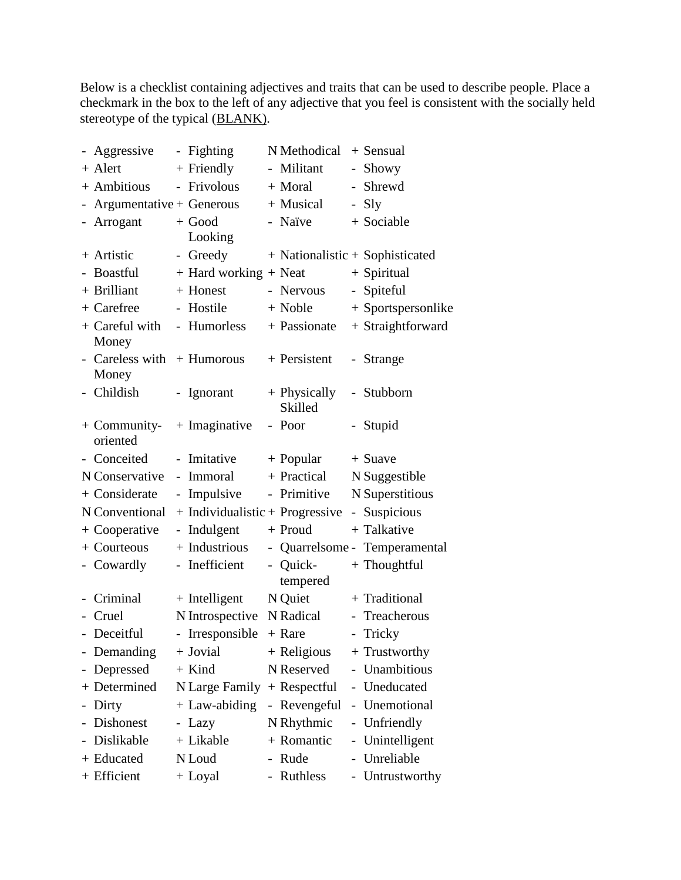Below is a checklist containing adjectives and traits that can be used to describe people. Place a checkmark in the box to the left of any adjective that you feel is consistent with the socially held stereotype of the typical (BLANK).

| | | | | | | | |
|---|---|---|---|---|---|---|---|
| - | Aggressive | - | Fighting | N | Methodical | + | Sensual |
| + | Alert | + | Friendly | - | Militant | - | Showy |
| + | Ambitious | - | Frivolous | + | Moral | - | Shrewd |
| - | Argumentative | + | Generous | + | Musical | - | Sly |
| - | Arrogant | + | Good Looking | - | Naïve | + | Sociable |
| + | Artistic | - | Greedy | + | Nationalistic | + | Sophisticated |
| - | Boastful | + | Hard working | + | Neat | + | Spiritual |
| + | Brilliant | + | Honest | - | Nervous | - | Spiteful |
| + | Carefree | - | Hostile | + | Noble | + | Sportspersonlike |
| + | Careful with Money | - | Humorless | + | Passionate | + | Straightforward |
| - | Careless with Money | + | Humorous | + | Persistent | - | Strange |
| - | Childish | - | Ignorant | + | Physically Skilled | - | Stubborn |
| + | Community-oriented | + | Imaginative | - | Poor | - | Stupid |
| - | Conceited | - | Imitative | + | Popular | + | Suave |
| N | Conservative | - | Immoral | + | Practical | N | Suggestible |
| + | Considerate | - | Impulsive | - | Primitive | N | Superstitious |
| N | Conventional | + | Individualistic | + | Progressive | - | Suspicious |
| + | Cooperative | - | Indulgent | + | Proud | + | Talkative |
| + | Courteous | + | Industrious | - | Quarrelsome | - | Temperamental |
| - | Cowardly | - | Inefficient | - | Quick-tempered | + | Thoughtful |
| - | Criminal | + | Intelligent | N | Quiet | + | Traditional |
| - | Cruel | N | Introspective | N | Radical | - | Treacherous |
| - | Deceitful | - | Irresponsible | + | Rare | - | Tricky |
| - | Demanding | + | Jovial | + | Religious | + | Trustworthy |
| - | Depressed | + | Kind | N | Reserved | - | Unambitious |
| + | Determined | N | Large Family | + | Respectful | - | Uneducated |
| - | Dirty | + | Law-abiding | - | Revengeful | - | Unemotional |
| - | Dishonest | - | Lazy | N | Rhythmic | - | Unfriendly |
| - | Dislikable | + | Likable | + | Romantic | - | Unintelligent |
| + | Educated | N | Loud | - | Rude | - | Unreliable |
| + | Efficient | + | Loyal | - | Ruthless | - | Untrustworthy |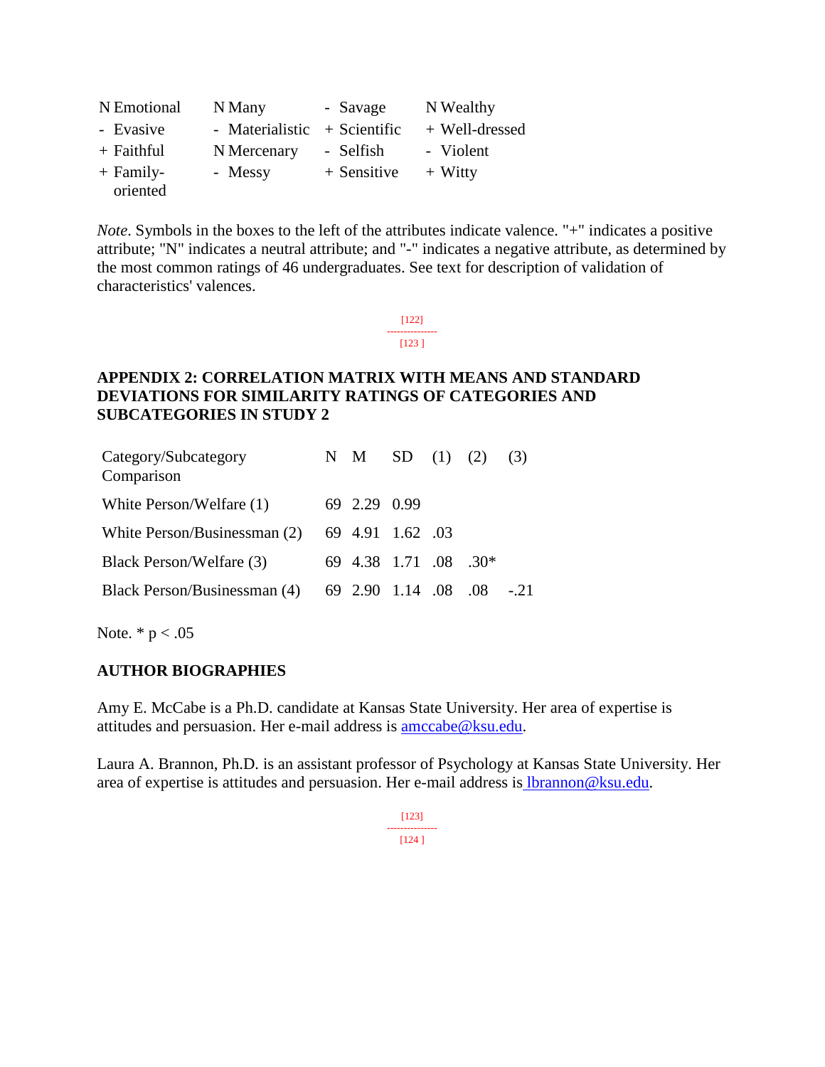| | | | | | | | |
|---|---|---|---|---|---|---|---|
| N | Emotional | N | Many | - | Savage | N | Wealthy |
| - | Evasive | - | Materialistic | + | Scientific | + | Well-dressed |
| + | Faithful | N | Mercenary | - | Selfish | - | Violent |
| + | Family-oriented | - | Messy | + | Sensitive | + | Witty |

*Note*. Symbols in the boxes to the left of the attributes indicate valence. "+" indicates a positive attribute; "N" indicates a neutral attribute; and "-" indicates a negative attribute, as determined by the most common ratings of 46 undergraduates. See text for description of validation of characteristics' valences.

## APPENDIX 2: CORRELATION MATRIX WITH MEANS AND STANDARD DEVIATIONS FOR SIMILARITY RATINGS OF CATEGORIES AND SUBCATEGORIES IN STUDY 2

| Category/Subcategory Comparison | N | M | SD | (1) | (2) | (3) |
|---|---|---|---|---|---|---|
| White Person/Welfare (1) | 69 | 2.29 | 0.99 | | | |
| White Person/Businessman (2) | 69 | 4.91 | 1.62 | .03 | | |
| Black Person/Welfare (3) | 69 | 4.38 | 1.71 | .08 | .30* | |
| Black Person/Businessman (4) | 69 | 2.90 | 1.14 | .08 | .08 | -.21 |

Note. * $p < .05$

### AUTHOR BIOGRAPHIES

Amy E. McCabe is a Ph.D. candidate at Kansas State University. Her area of expertise is attitudes and persuasion. Her e-mail address is amccabe@ksu.edu.

Laura A. Brannon, Ph.D. is an assistant professor of Psychology at Kansas State University. Her area of expertise is attitudes and persuasion. Her e-mail address is lbrannon@ksu.edu.